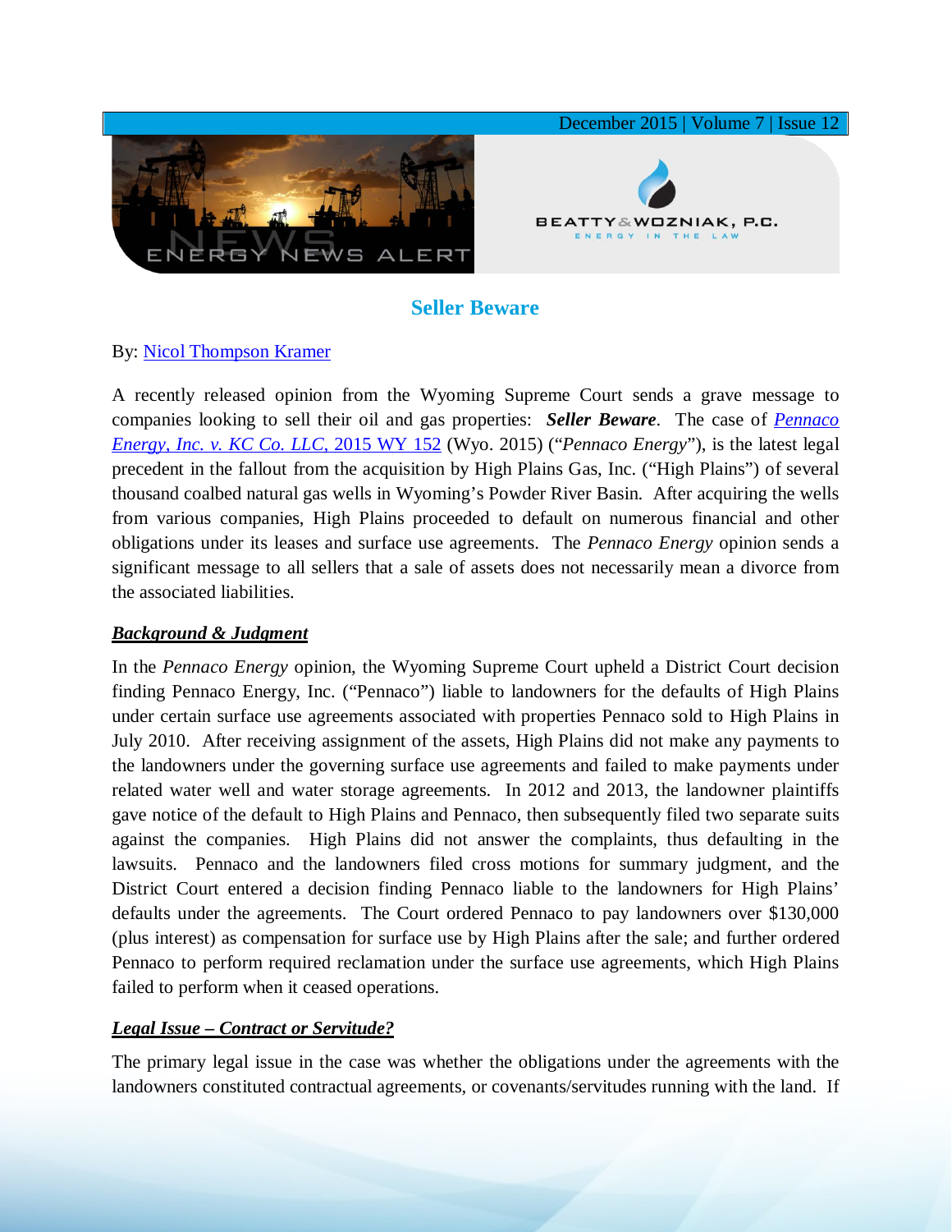# Seller Beware

By: Nicol Thompson Kramer

A recently released opinion from the Wyoming Supreme Court sends a grave message to companies looking to sell their oil and gas properties: ***Seller Beware***. The case of *Pennaco Energy, Inc. v. KC Co. LLC*, 2015 WY 152 (Wyo. 2015) ("*Pennaco Energy*"), is the latest legal precedent in the fallout from the acquisition by High Plains Gas, Inc. ("High Plains") of several thousand coalbed natural gas wells in Wyoming's Powder River Basin. After acquiring the wells from various companies, High Plains proceeded to default on numerous financial and other obligations under its leases and surface use agreements. The *Pennaco Energy* opinion sends a significant message to all sellers that a sale of assets does not necessarily mean a divorce from the associated liabilities.

## *Background & Judgment*

In the *Pennaco Energy* opinion, the Wyoming Supreme Court upheld a District Court decision finding Pennaco Energy, Inc. ("Pennaco") liable to landowners for the defaults of High Plains under certain surface use agreements associated with properties Pennaco sold to High Plains in July 2010. After receiving assignment of the assets, High Plains did not make any payments to the landowners under the governing surface use agreements and failed to make payments under related water well and water storage agreements. In 2012 and 2013, the landowner plaintiffs gave notice of the default to High Plains and Pennaco, then subsequently filed two separate suits against the companies. High Plains did not answer the complaints, thus defaulting in the lawsuits. Pennaco and the landowners filed cross motions for summary judgment, and the District Court entered a decision finding Pennaco liable to the landowners for High Plains' defaults under the agreements. The Court ordered Pennaco to pay landowners over $130,000 (plus interest) as compensation for surface use by High Plains after the sale; and further ordered Pennaco to perform required reclamation under the surface use agreements, which High Plains failed to perform when it ceased operations.

## *Legal Issue – Contract or Servitude?*

The primary legal issue in the case was whether the obligations under the agreements with the landowners constituted contractual agreements, or covenants/servitudes running with the land. If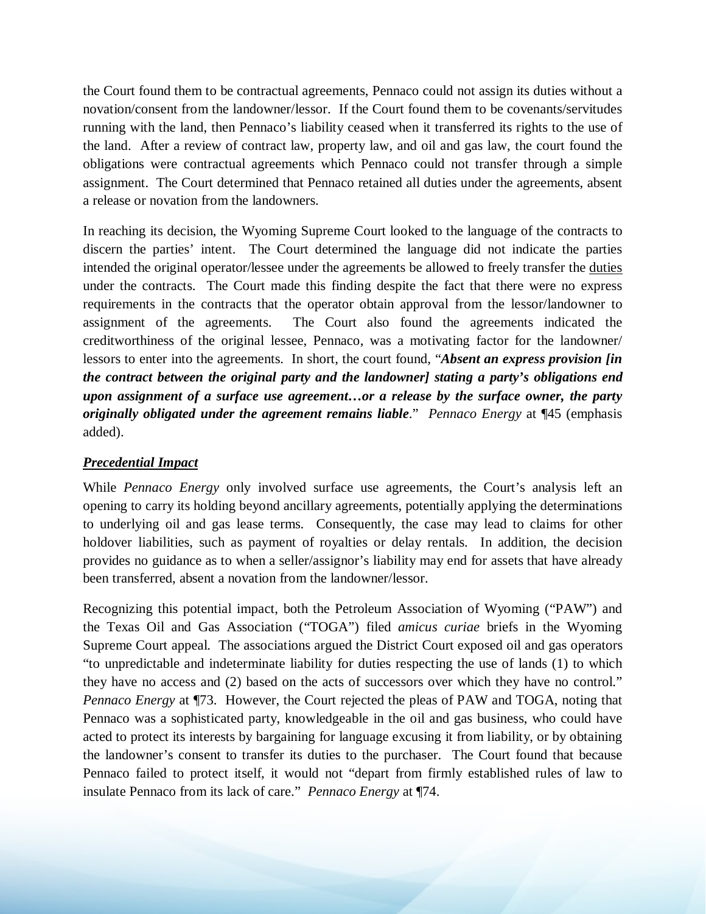the Court found them to be contractual agreements, Pennaco could not assign its duties without a novation/consent from the landowner/lessor. If the Court found them to be covenants/servitudes running with the land, then Pennaco's liability ceased when it transferred its rights to the use of the land. After a review of contract law, property law, and oil and gas law, the court found the obligations were contractual agreements which Pennaco could not transfer through a simple assignment. The Court determined that Pennaco retained all duties under the agreements, absent a release or novation from the landowners.

In reaching its decision, the Wyoming Supreme Court looked to the language of the contracts to discern the parties' intent. The Court determined the language did not indicate the parties intended the original operator/lessee under the agreements be allowed to freely transfer the <u>duties</u> under the contracts. The Court made this finding despite the fact that there were no express requirements in the contracts that the operator obtain approval from the lessor/landowner to assignment of the agreements. The Court also found the agreements indicated the creditworthiness of the original lessee, Pennaco, was a motivating factor for the landowner/ lessors to enter into the agreements. In short, the court found, "***Absent an express provision [in the contract between the original party and the landowner] stating a party's obligations end upon assignment of a surface use agreement…or a release by the surface owner, the party originally obligated under the agreement remains liable***." *Pennaco Energy* at ¶45 (emphasis added).

***<u>Precedential Impact</u>***

While *Pennaco Energy* only involved surface use agreements, the Court's analysis left an opening to carry its holding beyond ancillary agreements, potentially applying the determinations to underlying oil and gas lease terms. Consequently, the case may lead to claims for other holdover liabilities, such as payment of royalties or delay rentals. In addition, the decision provides no guidance as to when a seller/assignor's liability may end for assets that have already been transferred, absent a novation from the landowner/lessor.

Recognizing this potential impact, both the Petroleum Association of Wyoming ("PAW") and the Texas Oil and Gas Association ("TOGA") filed *amicus curiae* briefs in the Wyoming Supreme Court appeal. The associations argued the District Court exposed oil and gas operators "to unpredictable and indeterminate liability for duties respecting the use of lands (1) to which they have no access and (2) based on the acts of successors over which they have no control." *Pennaco Energy* at ¶73. However, the Court rejected the pleas of PAW and TOGA, noting that Pennaco was a sophisticated party, knowledgeable in the oil and gas business, who could have acted to protect its interests by bargaining for language excusing it from liability, or by obtaining the landowner's consent to transfer its duties to the purchaser. The Court found that because Pennaco failed to protect itself, it would not "depart from firmly established rules of law to insulate Pennaco from its lack of care." *Pennaco Energy* at ¶74.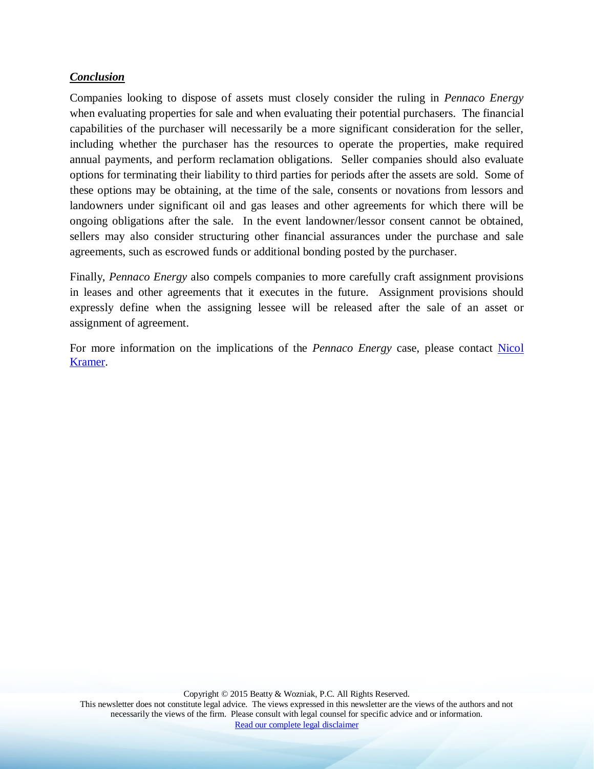***Conclusion***

Companies looking to dispose of assets must closely consider the ruling in *Pennaco Energy* when evaluating properties for sale and when evaluating their potential purchasers. The financial capabilities of the purchaser will necessarily be a more significant consideration for the seller, including whether the purchaser has the resources to operate the properties, make required annual payments, and perform reclamation obligations. Seller companies should also evaluate options for terminating their liability to third parties for periods after the assets are sold. Some of these options may be obtaining, at the time of the sale, consents or novations from lessors and landowners under significant oil and gas leases and other agreements for which there will be ongoing obligations after the sale. In the event landowner/lessor consent cannot be obtained, sellers may also consider structuring other financial assurances under the purchase and sale agreements, such as escrowed funds or additional bonding posted by the purchaser.

Finally, *Pennaco Energy* also compels companies to more carefully craft assignment provisions in leases and other agreements that it executes in the future. Assignment provisions should expressly define when the assigning lessee will be released after the sale of an asset or assignment of agreement.

For more information on the implications of the *Pennaco Energy* case, please contact Nicol Kramer.

Copyright © 2015 Beatty & Wozniak, P.C. All Rights Reserved.
This newsletter does not constitute legal advice. The views expressed in this newsletter are the views of the authors and not necessarily the views of the firm. Please consult with legal counsel for specific advice and or information.
Read our complete legal disclaimer